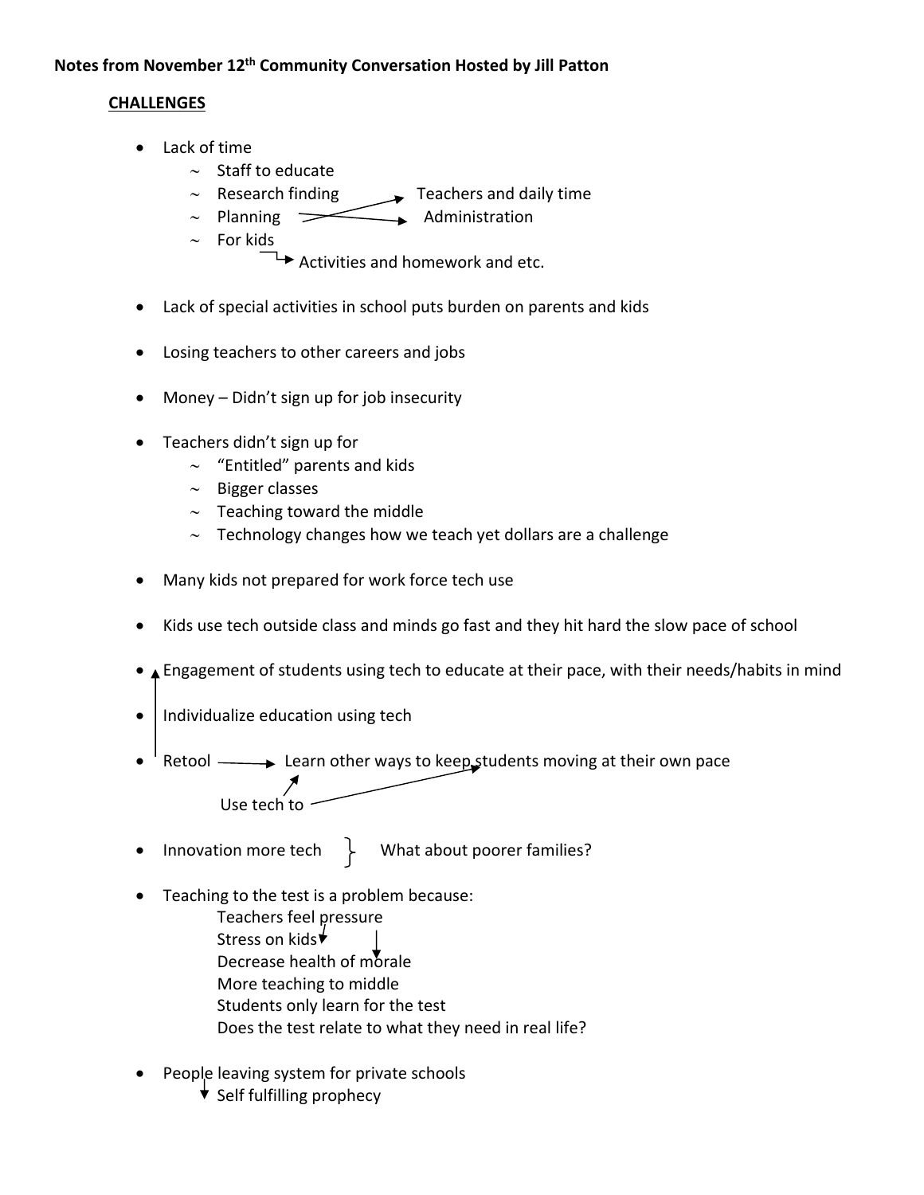**Notes from November 12th Community Conversation Hosted by Jill Patton**

**CHALLENGES**

- Lack of time
  - ~ Staff to educate
  - ~ Research finding → Teachers and daily time
  - ~ Planning → Administration
  - ~ For kids
    - → Activities and homework and etc.

- Lack of special activities in school puts burden on parents and kids

- Losing teachers to other careers and jobs

- Money – Didn't sign up for job insecurity

- Teachers didn't sign up for
  - ~ "Entitled" parents and kids
  - ~ Bigger classes
  - ~ Teaching toward the middle
  - ~ Technology changes how we teach yet dollars are a challenge

- Many kids not prepared for work force tech use

- Kids use tech outside class and minds go fast and they hit hard the slow pace of school

- Engagement of students using tech to educate at their pace, with their needs/habits in mind

- Individualize education using tech

- Retool → Learn other ways to keep students moving at their own pace

  Use tech to

- Innovation more tech } What about poorer families?

- Teaching to the test is a problem because:
  - Teachers feel pressure
  - Stress on kids
  - Decrease health of morale
  - More teaching to middle
  - Students only learn for the test
  - Does the test relate to what they need in real life?

- People leaving system for private schools
  - → Self fulfilling prophecy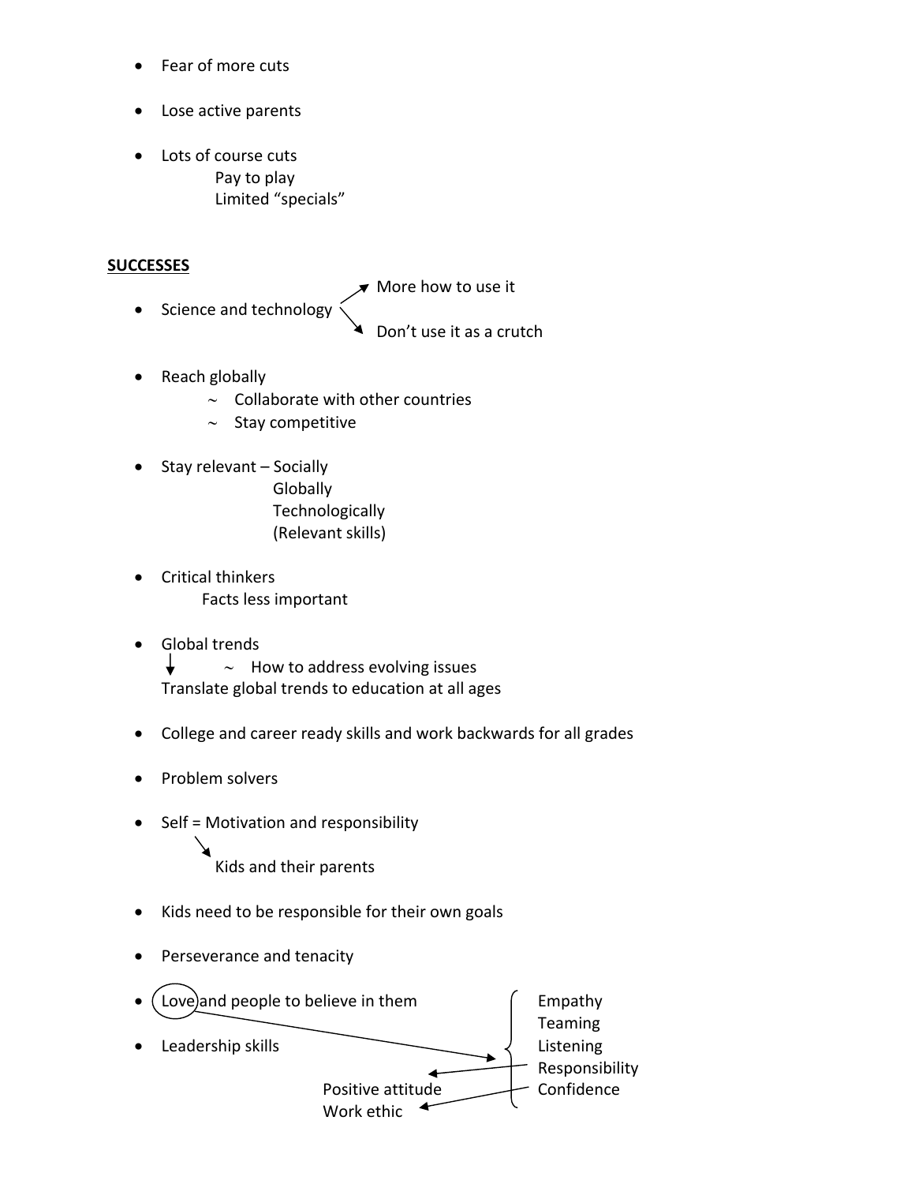- Fear of more cuts
- Lose active parents
- Lots of course cuts
  - Pay to play
  - Limited "specials"

**SUCCESSES**

- Science and technology
  - → More how to use it
  - → Don't use it as a crutch
- Reach globally
  - ~ Collaborate with other countries
  - ~ Stay competitive
- Stay relevant – Socially
  - Globally
  - Technologically
  - (Relevant skills)
- Critical thinkers
  - Facts less important
- Global trends
  - ~ How to address evolving issues
  - ↓ Translate global trends to education at all ages
- College and career ready skills and work backwards for all grades
- Problem solvers
- Self = Motivation and responsibility
  - → Kids and their parents
- Kids need to be responsible for their own goals
- Perseverance and tenacity
- Love and people to believe in them
- Leadership skills
  - Empathy
  - Teaming
  - Listening
  - Responsibility
  - Confidence
  - Positive attitude
  - Work ethic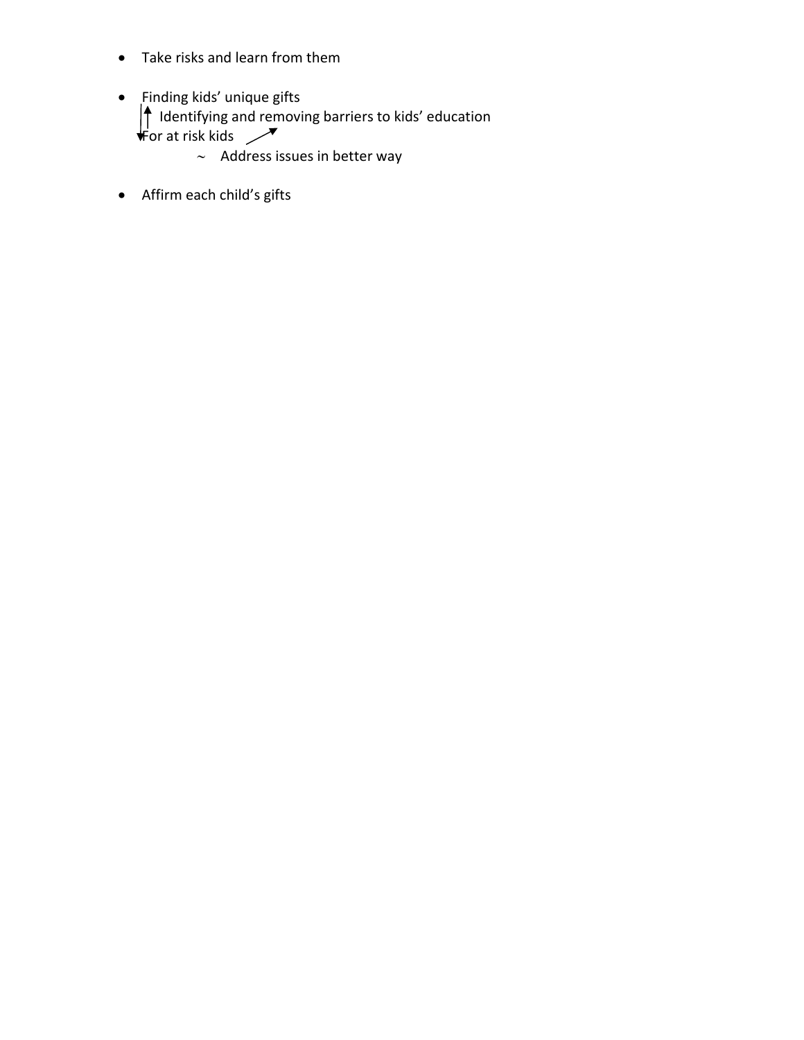- Take risks and learn from them

- Finding kids' unique gifts
  - Identifying and removing barriers to kids' education
  - For at risk kids
    - ~ Address issues in better way

- Affirm each child's gifts